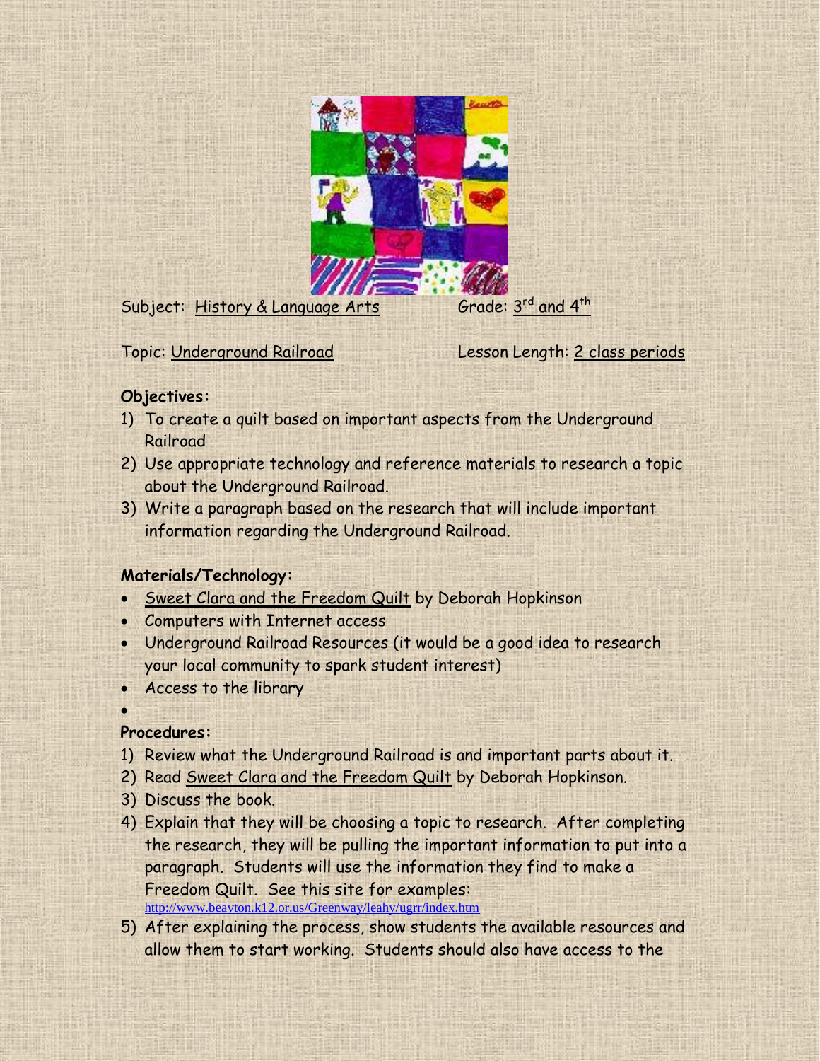Subject: History & Language Arts Grade: 3rd and 4th

Topic: Underground Railroad Lesson Length: 2 class periods

**Objectives:**

1) To create a quilt based on important aspects from the Underground Railroad
2) Use appropriate technology and reference materials to research a topic about the Underground Railroad.
3) Write a paragraph based on the research that will include important information regarding the Underground Railroad.

**Materials/Technology:**

- Sweet Clara and the Freedom Quilt by Deborah Hopkinson
- Computers with Internet access
- Underground Railroad Resources (it would be a good idea to research your local community to spark student interest)
- Access to the library
- 

**Procedures:**

1) Review what the Underground Railroad is and important parts about it.
2) Read Sweet Clara and the Freedom Quilt by Deborah Hopkinson.
3) Discuss the book.
4) Explain that they will be choosing a topic to research. After completing the research, they will be pulling the important information to put into a paragraph. Students will use the information they find to make a Freedom Quilt. See this site for examples: http://www.beavton.k12.or.us/Greenway/leahy/ugrr/index.htm
5) After explaining the process, show students the available resources and allow them to start working. Students should also have access to the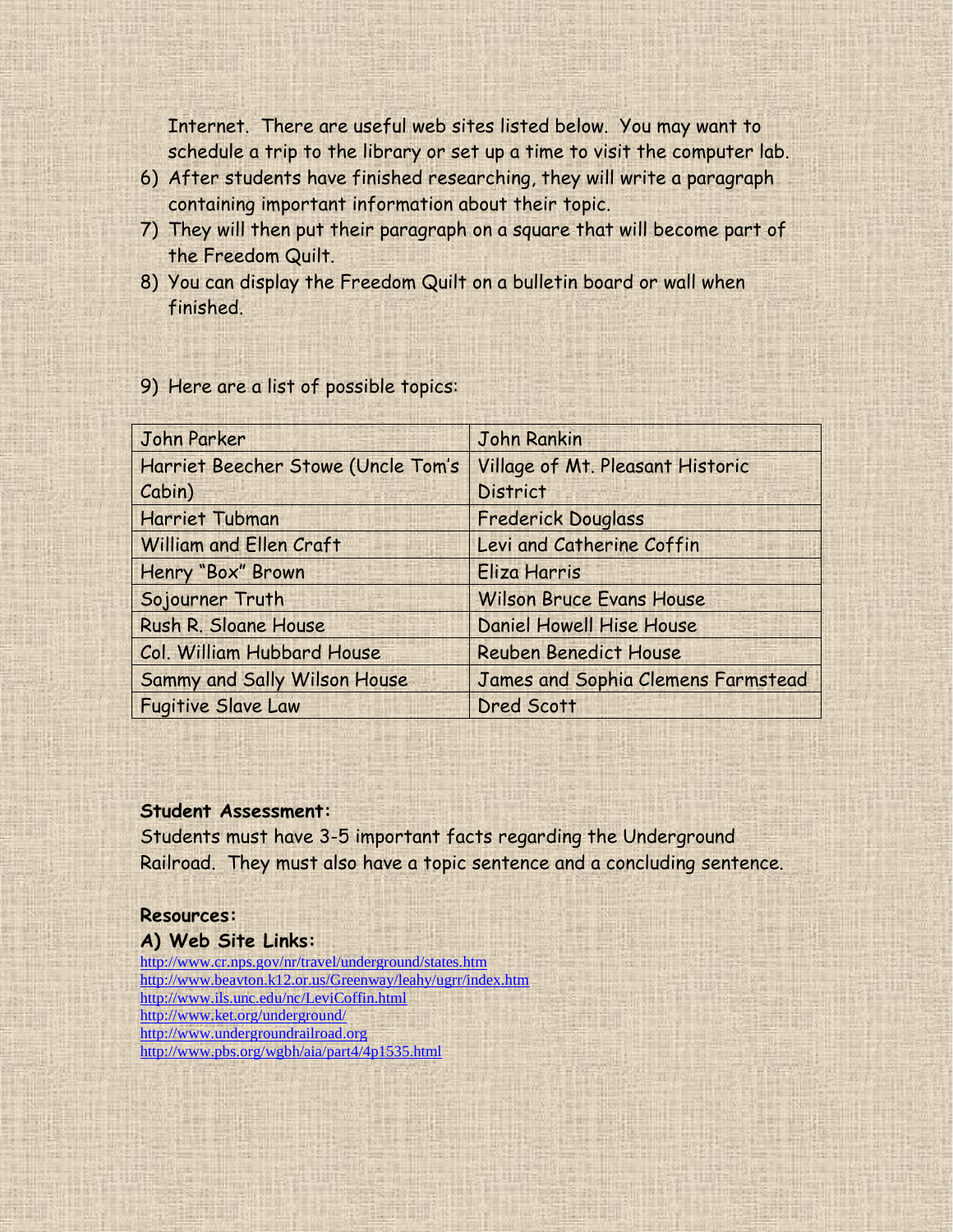Internet. There are useful web sites listed below. You may want to schedule a trip to the library or set up a time to visit the computer lab.

6) After students have finished researching, they will write a paragraph containing important information about their topic.
7) They will then put their paragraph on a square that will become part of the Freedom Quilt.
8) You can display the Freedom Quilt on a bulletin board or wall when finished.

9) Here are a list of possible topics:

| John Parker | John Rankin |
|---|---|
| Harriet Beecher Stowe (Uncle Tom's Cabin) | Village of Mt. Pleasant Historic District |
| Harriet Tubman | Frederick Douglass |
| William and Ellen Craft | Levi and Catherine Coffin |
| Henry "Box" Brown | Eliza Harris |
| Sojourner Truth | Wilson Bruce Evans House |
| Rush R. Sloane House | Daniel Howell Hise House |
| Col. William Hubbard House | Reuben Benedict House |
| Sammy and Sally Wilson House | James and Sophia Clemens Farmstead |
| Fugitive Slave Law | Dred Scott |

**Student Assessment:**

Students must have 3-5 important facts regarding the Underground Railroad. They must also have a topic sentence and a concluding sentence.

**Resources:**

**A) Web Site Links:**

http://www.cr.nps.gov/nr/travel/underground/states.htm
http://www.beavton.k12.or.us/Greenway/leahy/ugrr/index.htm
http://www.ils.unc.edu/nc/LeviCoffin.html
http://www.ket.org/underground/
http://www.undergroundrailroad.org
http://www.pbs.org/wgbh/aia/part4/4p1535.html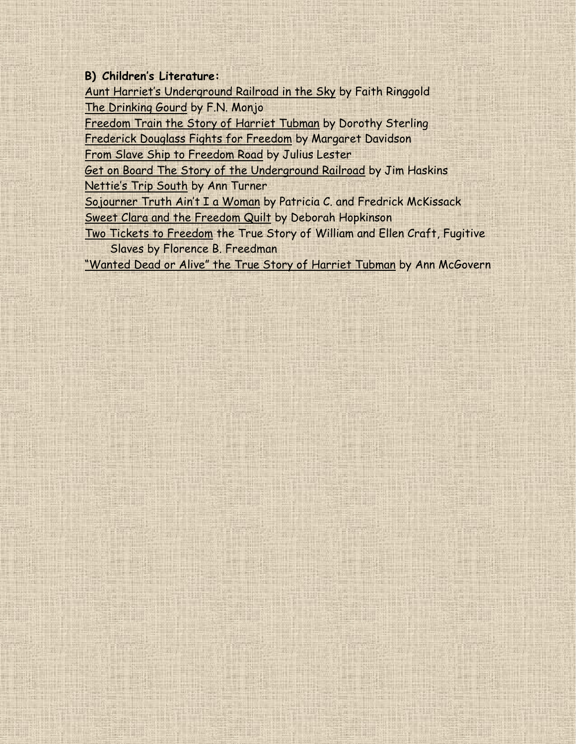**B) Children's Literature:**

Aunt Harriet's Underground Railroad in the Sky by Faith Ringgold
The Drinking Gourd by F.N. Monjo
Freedom Train the Story of Harriet Tubman by Dorothy Sterling
Frederick Douglass Fights for Freedom by Margaret Davidson
From Slave Ship to Freedom Road by Julius Lester
Get on Board The Story of the Underground Railroad by Jim Haskins
Nettie's Trip South by Ann Turner
Sojourner Truth Ain't I a Woman by Patricia C. and Fredrick McKissack
Sweet Clara and the Freedom Quilt by Deborah Hopkinson
Two Tickets to Freedom the True Story of William and Ellen Craft, Fugitive Slaves by Florence B. Freedman
"Wanted Dead or Alive" the True Story of Harriet Tubman by Ann McGovern